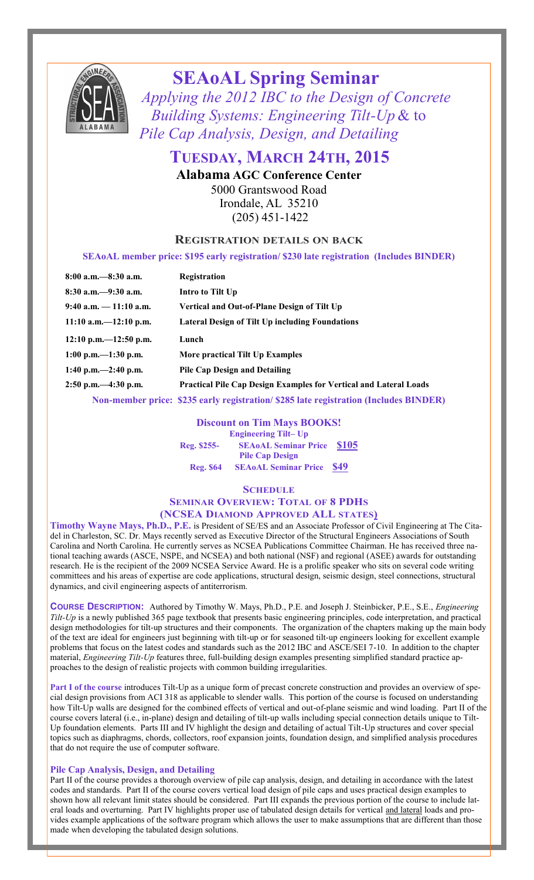# SEAoAL Spring Seminar

*Applying the 2012 IBC to the Design of Concrete Building Systems: Engineering Tilt-Up* & to *Pile Cap Analysis, Design, and Detailing*

## TUESDAY, MARCH 24TH, 2015

**Alabama AGC Conference Center**
5000 Grantswood Road
Irondale, AL 35210
(205) 451-1422

### REGISTRATION DETAILS ON BACK

**SEAoAL member price: $195 early registration/ $230 late registration (Includes BINDER)**

| | |
|---|---|
| **8:00 a.m.—8:30 a.m.** | **Registration** |
| **8:30 a.m.—9:30 a.m.** | **Intro to Tilt Up** |
| **9:40 a.m. — 11:10 a.m.** | **Vertical and Out-of-Plane Design of Tilt Up** |
| **11:10 a.m.—12:10 p.m.** | **Lateral Design of Tilt Up including Foundations** |
| **12:10 p.m.—12:50 p.m.** | **Lunch** |
| **1:00 p.m.—1:30 p.m.** | **More practical Tilt Up Examples** |
| **1:40 p.m.—2:40 p.m.** | **Pile Cap Design and Detailing** |
| **2:50 p.m.—4:30 p.m.** | **Practical Pile Cap Design Examples for Vertical and Lateral Loads** |

**Non-member price: $235 early registration/ $285 late registration (Includes BINDER)**

**Discount on Tim Mays BOOKS!**

**Engineering Tilt– Up**
Reg. $255- SEAoAL Seminar Price **$105**

**Pile Cap Design**
Reg. $64 SEAoAL Seminar Price **$49**

### SCHEDULE

### SEMINAR OVERVIEW: TOTAL OF 8 PDHS (NCSEA DIAMOND APPROVED ALL STATES)

**Timothy Wayne Mays, Ph.D., P.E.** is President of SE/ES and an Associate Professor of Civil Engineering at The Citadel in Charleston, SC. Dr. Mays recently served as Executive Director of the Structural Engineers Associations of South Carolina and North Carolina. He currently serves as NCSEA Publications Committee Chairman. He has received three national teaching awards (ASCE, NSPE, and NCSEA) and both national (NSF) and regional (ASEE) awards for outstanding research. He is the recipient of the 2009 NCSEA Service Award. He is a prolific speaker who sits on several code writing committees and his areas of expertise are code applications, structural design, seismic design, steel connections, structural dynamics, and civil engineering aspects of antiterrorism.

**COURSE DESCRIPTION:** Authored by Timothy W. Mays, Ph.D., P.E. and Joseph J. Steinbicker, P.E., S.E., *Engineering Tilt-Up* is a newly published 365 page textbook that presents basic engineering principles, code interpretation, and practical design methodologies for tilt-up structures and their components. The organization of the chapters making up the main body of the text are ideal for engineers just beginning with tilt-up or for seasoned tilt-up engineers looking for excellent example problems that focus on the latest codes and standards such as the 2012 IBC and ASCE/SEI 7-10. In addition to the chapter material, *Engineering Tilt-Up* features three, full-building design examples presenting simplified standard practice approaches to the design of realistic projects with common building irregularities.

**Part I of the course** introduces Tilt-Up as a unique form of precast concrete construction and provides an overview of special design provisions from ACI 318 as applicable to slender walls. This portion of the course is focused on understanding how Tilt-Up walls are designed for the combined effects of vertical and out-of-plane seismic and wind loading. Part II of the course covers lateral (i.e., in-plane) design and detailing of tilt-up walls including special connection details unique to Tilt-Up foundation elements. Parts III and IV highlight the design and detailing of actual Tilt-Up structures and cover special topics such as diaphragms, chords, collectors, roof expansion joints, foundation design, and simplified analysis procedures that do not require the use of computer software.

**Pile Cap Analysis, Design, and Detailing**

Part II of the course provides a thorough overview of pile cap analysis, design, and detailing in accordance with the latest codes and standards. Part II of the course covers vertical load design of pile caps and uses practical design examples to shown how all relevant limit states should be considered. Part III expands the previous portion of the course to include lateral loads and overturning. Part IV highlights proper use of tabulated design details for vertical and lateral loads and provides example applications of the software program which allows the user to make assumptions that are different than those made when developing the tabulated design solutions.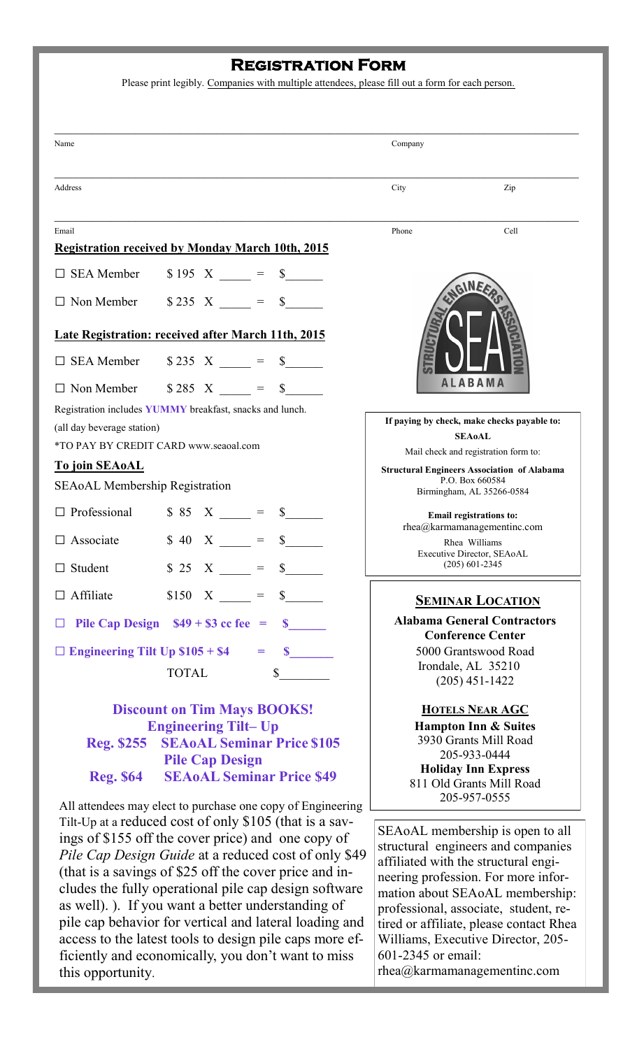# Registration Form

Please print legibly. Companies with multiple attendees, please fill out a form for each person.

Name ____________________ Company ____________________

Address ____________________ City __________ Zip __________

Email ____________________ Phone __________ Cell __________

**Registration received by Monday March 10th, 2015**

☐ SEA Member $ 195 X _____ = $______

☐ Non Member $ 235 X _____ = $______

**Late Registration: received after March 11th, 2015**

☐ SEA Member $ 235 X _____ = $______

☐ Non Member $ 285 X _____ = $______

Registration includes **YUMMY** breakfast, snacks and lunch.
(all day beverage station)

*TO PAY BY CREDIT CARD www.seaoal.com

**To join SEAoAL**

SEAoAL Membership Registration

☐ Professional $ 85 X _____ = $______

☐ Associate $ 40 X _____ = $______

☐ Student $ 25 X _____ = $______

☐ Affiliate $150 X _____ = $______

☐ **Pile Cap Design $49 + $3 cc fee = $______**

☐ **Engineering Tilt Up $105 + $4 = $______**

TOTAL $________

**Discount on Tim Mays BOOKS!**

**Engineering Tilt– Up**
**Reg. $255 SEAoAL Seminar Price $105**

**Pile Cap Design**
**Reg. $64 SEAoAL Seminar Price $49**

All attendees may elect to purchase one copy of Engineering Tilt-Up at a reduced cost of only $105 (that is a savings of $155 off the cover price) and one copy of *Pile Cap Design Guide* at a reduced cost of only $49 (that is a savings of $25 off the cover price and includes the fully operational pile cap design software as well). ). If you want a better understanding of pile cap behavior for vertical and lateral loading and access to the latest tools to design pile caps more efficiently and economically, you don't want to miss this opportunity.

STRUCTURAL ENGINEERS ASSOCIATION
SEA
ALABAMA

**If paying by check, make checks payable to:**
**SEAoAL**

Mail check and registration form to:

**Structural Engineers Association of Alabama**
P.O. Box 660584
Birmingham, AL 35266-0584

**Email registrations to:**
rhea@karmamanagementinc.com

Rhea Williams
Executive Director, SEAoAL
(205) 601-2345

## Seminar Location

**Alabama General Contractors Conference Center**
5000 Grantswood Road
Irondale, AL 35210
(205) 451-1422

## Hotels Near AGC

**Hampton Inn & Suites**
3930 Grants Mill Road
205-933-0444

**Holiday Inn Express**
811 Old Grants Mill Road
205-957-0555

SEAoAL membership is open to all structural engineers and companies affiliated with the structural engineering profession. For more information about SEAoAL membership: professional, associate, student, retired or affiliate, please contact Rhea Williams, Executive Director, 205-601-2345 or email: rhea@karmamanagementinc.com